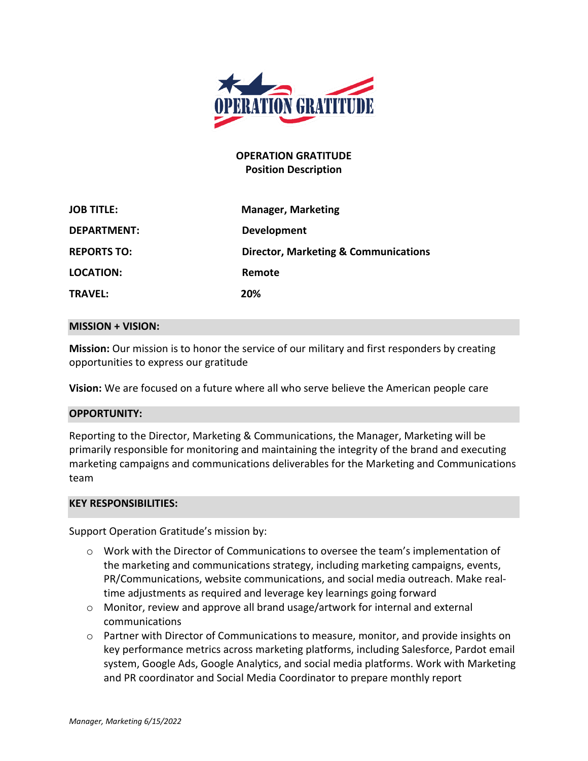# OPERATION GRATITUDE

**Position Description**

| | |
|---|---|
| **JOB TITLE:** | **Manager, Marketing** |
| **DEPARTMENT:** | **Development** |
| **REPORTS TO:** | **Director, Marketing & Communications** |
| **LOCATION:** | **Remote** |
| **TRAVEL:** | **20%** |

## MISSION + VISION:

**Mission:** Our mission is to honor the service of our military and first responders by creating opportunities to express our gratitude

**Vision:** We are focused on a future where all who serve believe the American people care

## OPPORTUNITY:

Reporting to the Director, Marketing & Communications, the Manager, Marketing will be primarily responsible for monitoring and maintaining the integrity of the brand and executing marketing campaigns and communications deliverables for the Marketing and Communications team

## KEY RESPONSIBILITIES:

Support Operation Gratitude's mission by:

- Work with the Director of Communications to oversee the team's implementation of the marketing and communications strategy, including marketing campaigns, events, PR/Communications, website communications, and social media outreach. Make real-time adjustments as required and leverage key learnings going forward
- Monitor, review and approve all brand usage/artwork for internal and external communications
- Partner with Director of Communications to measure, monitor, and provide insights on key performance metrics across marketing platforms, including Salesforce, Pardot email system, Google Ads, Google Analytics, and social media platforms. Work with Marketing and PR coordinator and Social Media Coordinator to prepare monthly report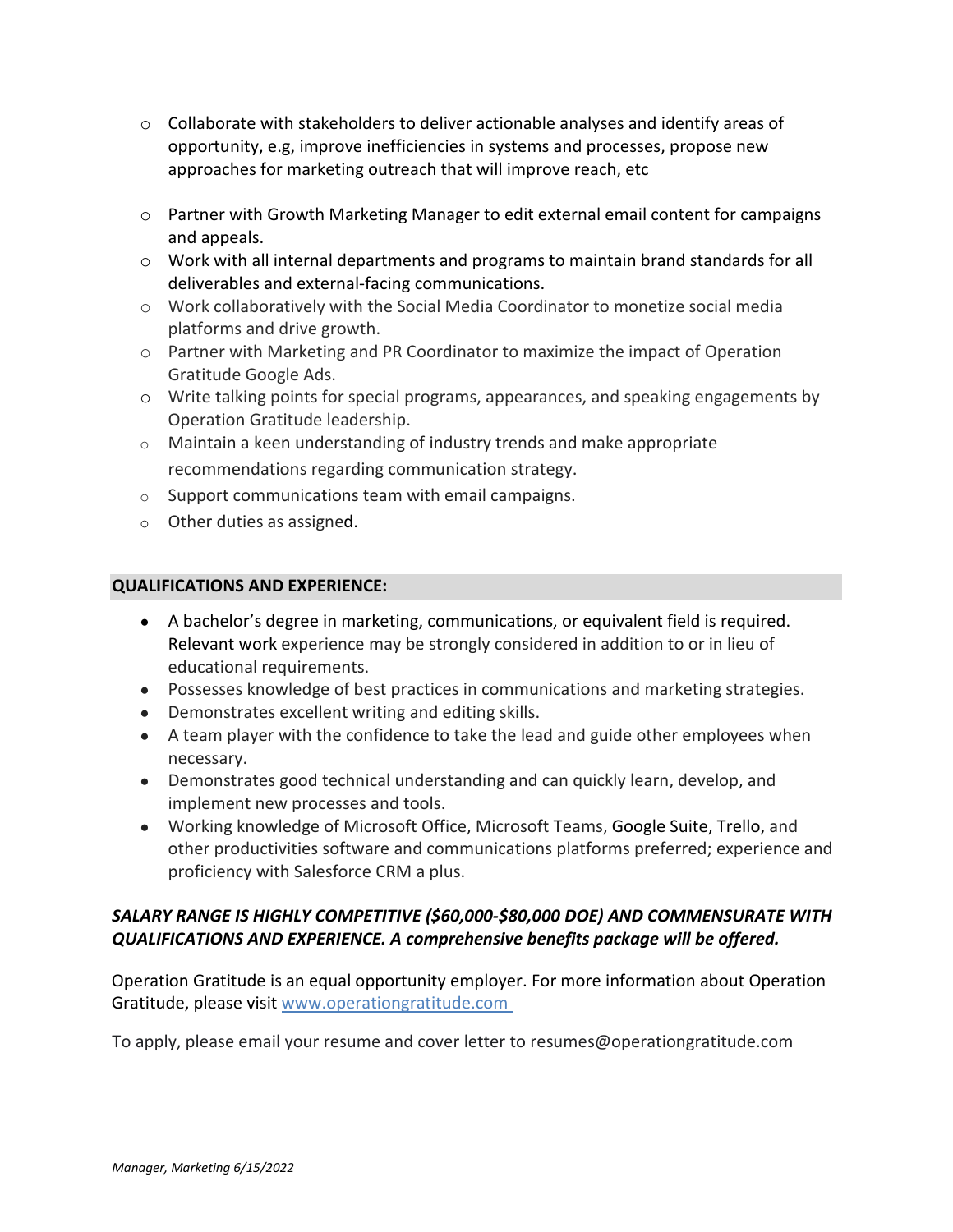- Collaborate with stakeholders to deliver actionable analyses and identify areas of opportunity, e.g, improve inefficiencies in systems and processes, propose new approaches for marketing outreach that will improve reach, etc
- Partner with Growth Marketing Manager to edit external email content for campaigns and appeals.
- Work with all internal departments and programs to maintain brand standards for all deliverables and external-facing communications.
- Work collaboratively with the Social Media Coordinator to monetize social media platforms and drive growth.
- Partner with Marketing and PR Coordinator to maximize the impact of Operation Gratitude Google Ads.
- Write talking points for special programs, appearances, and speaking engagements by Operation Gratitude leadership.
- Maintain a keen understanding of industry trends and make appropriate recommendations regarding communication strategy.
- Support communications team with email campaigns.
- Other duties as assigned.

**QUALIFICATIONS AND EXPERIENCE:**

- A bachelor's degree in marketing, communications, or equivalent field is required. Relevant work experience may be strongly considered in addition to or in lieu of educational requirements.
- Possesses knowledge of best practices in communications and marketing strategies.
- Demonstrates excellent writing and editing skills.
- A team player with the confidence to take the lead and guide other employees when necessary.
- Demonstrates good technical understanding and can quickly learn, develop, and implement new processes and tools.
- Working knowledge of Microsoft Office, Microsoft Teams, Google Suite, Trello, and other productivities software and communications platforms preferred; experience and proficiency with Salesforce CRM a plus.

***SALARY RANGE IS HIGHLY COMPETITIVE ($60,000-$80,000 DOE) AND COMMENSURATE WITH QUALIFICATIONS AND EXPERIENCE. A comprehensive benefits package will be offered.***

Operation Gratitude is an equal opportunity employer. For more information about Operation Gratitude, please visit [www.operationgratitude.com](http://www.operationgratitude.com)

To apply, please email your resume and cover letter to resumes@operationgratitude.com

*Manager, Marketing 6/15/2022*